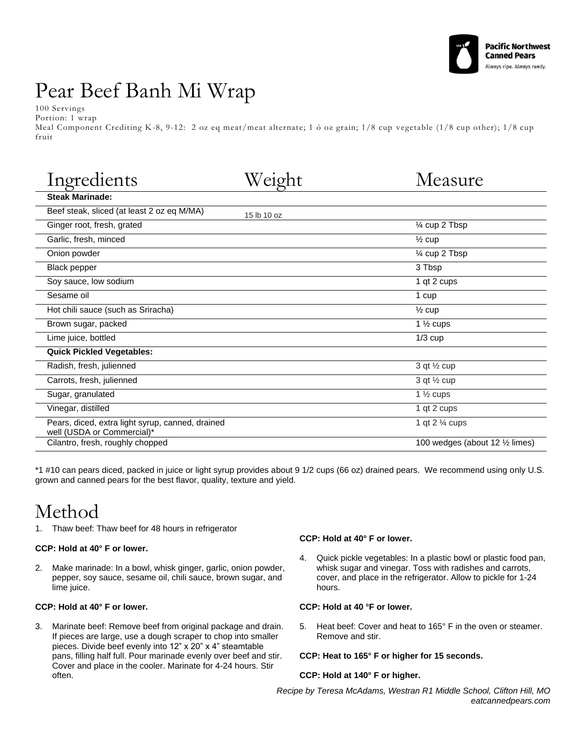# Pear Beef Banh Mi Wrap

100 Servings
Portion: 1 wrap
Meal Component Crediting K-8, 9-12: 2 oz eq meat/meat alternate; 1 ó oz grain; 1/8 cup vegetable (1/8 cup other); 1/8 cup fruit

| Ingredients | Weight | Measure |
|---|---|---|
| **Steak Marinade:** | | |
| Beef steak, sliced (at least 2 oz eq M/MA) | 15 lb 10 oz | |
| Ginger root, fresh, grated | | ¼ cup 2 Tbsp |
| Garlic, fresh, minced | | ½ cup |
| Onion powder | | ¼ cup 2 Tbsp |
| Black pepper | | 3 Tbsp |
| Soy sauce, low sodium | | 1 qt 2 cups |
| Sesame oil | | 1 cup |
| Hot chili sauce (such as Sriracha) | | ½ cup |
| Brown sugar, packed | | 1 ½ cups |
| Lime juice, bottled | | 1/3 cup |
| **Quick Pickled Vegetables:** | | |
| Radish, fresh, julienned | | 3 qt ½ cup |
| Carrots, fresh, julienned | | 3 qt ½ cup |
| Sugar, granulated | | 1 ½ cups |
| Vinegar, distilled | | 1 qt 2 cups |
| Pears, diced, extra light syrup, canned, drained well (USDA or Commercial)* | | 1 qt 2 ¼ cups |
| Cilantro, fresh, roughly chopped | | 100 wedges (about 12 ½ limes) |

*1 #10 can pears diced, packed in juice or light syrup provides about 9 1/2 cups (66 oz) drained pears. We recommend using only U.S. grown and canned pears for the best flavor, quality, texture and yield.

# Method

1. Thaw beef: Thaw beef for 48 hours in refrigerator

**CCP: Hold at 40° F or lower.**

2. Make marinade: In a bowl, whisk ginger, garlic, onion powder, pepper, soy sauce, sesame oil, chili sauce, brown sugar, and lime juice.

**CCP: Hold at 40° F or lower.**

3. Marinate beef: Remove beef from original package and drain. If pieces are large, use a dough scraper to chop into smaller pieces. Divide beef evenly into 12" x 20" x 4" steamtable pans, filling half full. Pour marinade evenly over beef and stir. Cover and place in the cooler. Marinate for 4-24 hours. Stir often.

**CCP: Hold at 40° F or lower.**

4. Quick pickle vegetables: In a plastic bowl or plastic food pan, whisk sugar and vinegar. Toss with radishes and carrots, cover, and place in the refrigerator. Allow to pickle for 1-24 hours.

**CCP: Hold at 40 °F or lower.**

5. Heat beef: Cover and heat to 165° F in the oven or steamer. Remove and stir.

**CCP: Heat to 165° F or higher for 15 seconds.**

**CCP: Hold at 140° F or higher.**

*Recipe by Teresa McAdams, Westran R1 Middle School, Clifton Hill, MO*
*eatcannedpears.com*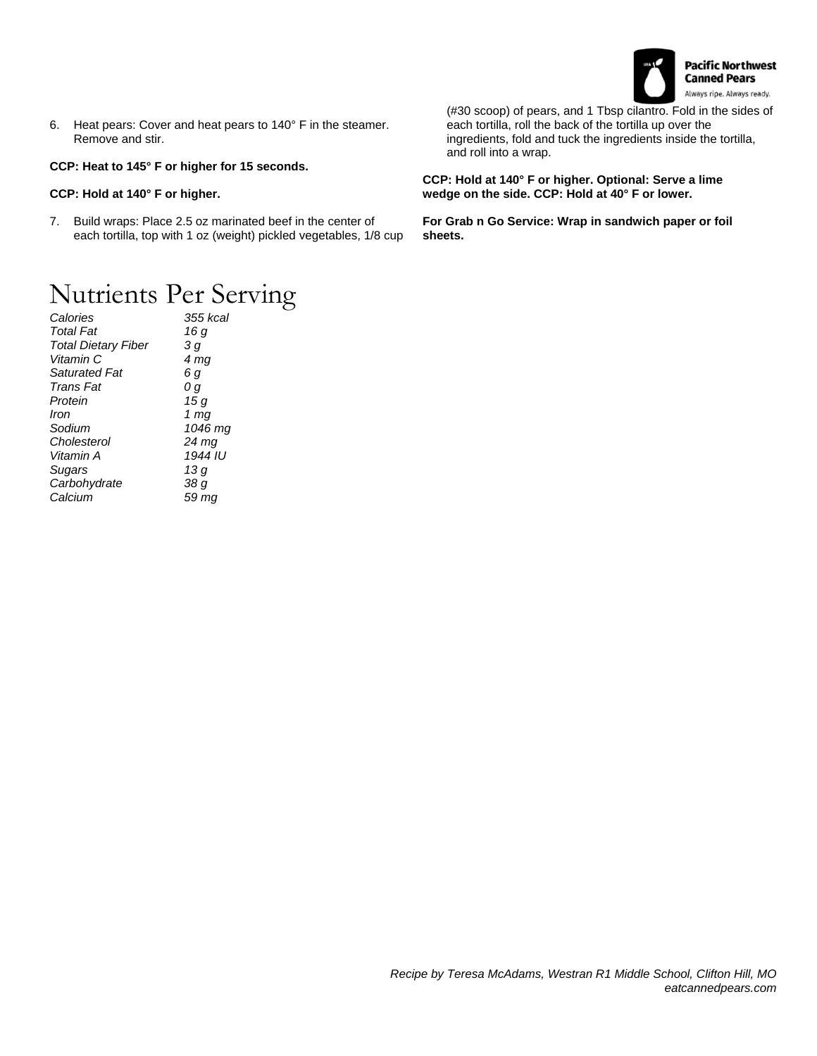6. Heat pears: Cover and heat pears to 140° F in the steamer. Remove and stir.

**CCP: Heat to 145° F or higher for 15 seconds.**

**CCP: Hold at 140° F or higher.**

7. Build wraps: Place 2.5 oz marinated beef in the center of each tortilla, top with 1 oz (weight) pickled vegetables, 1/8 cup (#30 scoop) of pears, and 1 Tbsp cilantro. Fold in the sides of each tortilla, roll the back of the tortilla up over the ingredients, fold and tuck the ingredients inside the tortilla, and roll into a wrap.

**CCP: Hold at 140° F or higher. Optional: Serve a lime wedge on the side. CCP: Hold at 40° F or lower.**

**For Grab n Go Service: Wrap in sandwich paper or foil sheets.**

# Nutrients Per Serving

| | |
|---|---|
| *Calories* | *355 kcal* |
| *Total Fat* | *16 g* |
| *Total Dietary Fiber* | *3 g* |
| *Vitamin C* | *4 mg* |
| *Saturated Fat* | *6 g* |
| *Trans Fat* | *0 g* |
| *Protein* | *15 g* |
| *Iron* | *1 mg* |
| *Sodium* | *1046 mg* |
| *Cholesterol* | *24 mg* |
| *Vitamin A* | *1944 IU* |
| *Sugars* | *13 g* |
| *Carbohydrate* | *38 g* |
| *Calcium* | *59 mg* |

*Recipe by Teresa McAdams, Westran R1 Middle School, Clifton Hill, MO*
*eatcannedpears.com*